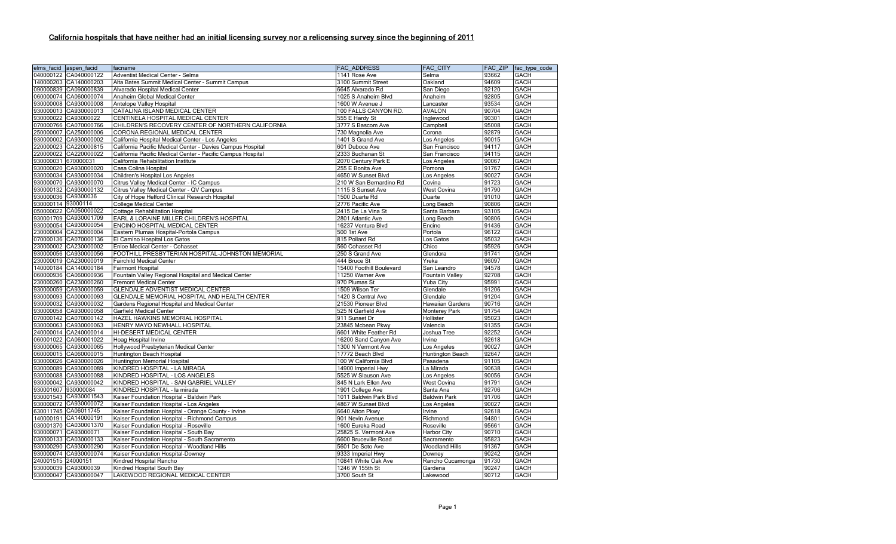# California hospitals that have neither had an initial licensing survey nor a relicensing survey since the beginning of 2011

| elms_facid | aspen_facid | facname | FAC_ADDRESS | FAC_CITY | FAC_ZIP | fac_type_code |
|---|---|---|---|---|---|---|
| 040000122 | CA040000122 | Adventist Medical Center - Selma | 1141 Rose Ave | Selma | 93662 | GACH |
| 140000203 | CA140000203 | Alta Bates Summit Medical Center - Summit Campus | 3100 Summit Street | Oakland | 94609 | GACH |
| 090000839 | CA090000839 | Alvarado Hospital Medical Center | 6645 Alvarado Rd | San Diego | 92120 | GACH |
| 060000074 | CA060000074 | Anaheim Global Medical Center | 1025 S Anaheim Blvd | Anaheim | 92805 | GACH |
| 930000008 | CA930000008 | Antelope Valley Hospital | 1600 W Avenue J | Lancaster | 93534 | GACH |
| 930000013 | CA930000013 | CATALINA ISLAND MEDICAL CENTER | 100 FALLS CANYON RD. | AVALON | 90704 | GACH |
| 930000022 | CA930000022 | CENTINELA HOSPITAL MEDICAL CENTER | 555 E Hardy St | Inglewood | 90301 | GACH |
| 070000766 | CA070000766 | CHILDREN'S RECOVERY CENTER OF NORTHERN CALIFORNIA | 3777 S Bascom Ave | Campbell | 95008 | GACH |
| 250000007 | CA250000006 | CORONA REGIONAL MEDICAL CENTER | 730 Magnolia Ave | Corona | 92879 | GACH |
| 930000002 | CA930000002 | California Hospital Medical Center - Los Angeles | 1401 S Grand Ave | Los Angeles | 90015 | GACH |
| 220000023 | CA220000815 | California Pacific Medical Center - Davies Campus Hospital | 601 Duboce Ave | San Francisco | 94117 | GACH |
| 220000022 | CA220000022 | California Pacific Medical Center - Pacific Campus Hospital | 2333 Buchanan St | San Francisco | 94115 | GACH |
| 930000031 | 670000031 | California Rehabilitation Institute | 2070 Century Park E | Los Angeles | 90067 | GACH |
| 930000020 | CA930000020 | Casa Colina Hospital | 255 E Bonita Ave | Pomona | 91767 | GACH |
| 930000034 | CA930000034 | Children's Hospital Los Angeles | 4650 W Sunset Blvd | Los Angeles | 90027 | GACH |
| 930000070 | CA930000070 | Citrus Valley Medical Center - IC Campus | 210 W San Bernardino Rd | Covina | 91723 | GACH |
| 930000132 | CA930000132 | Citrus Valley Medical Center - QV Campus | 1115 S Sunset Ave | West Covina | 91790 | GACH |
| 930000036 | CA9300036 | City of Hope Helford Clinical Research Hospital | 1500 Duarte Rd | Duarte | 91010 | GACH |
| 930000114 | 93000114 | College Medical Center | 2776 Pacific Ave | Long Beach | 90806 | GACH |
| 050000022 | CA050000022 | Cottage Rehabilitation Hospital | 2415 De La Vina St | Santa Barbara | 93105 | GACH |
| 930001709 | CA930001709 | EARL & LORAINE MILLER CHILDREN'S HOSPITAL | 2801 Atlantic Ave | Long Beach | 90806 | GACH |
| 930000054 | CA930000054 | ENCINO HOSPITAL MEDICAL CENTER | 16237 Ventura Blvd | Encino | 91436 | GACH |
| 230000004 | CA230000004 | Eastern Plumas Hospital-Portola Campus | 500 1st Ave | Portola | 96122 | GACH |
| 070000136 | CA070000136 | El Camino Hospital Los Gatos | 815 Pollard Rd | Los Gatos | 95032 | GACH |
| 230000002 | CA230000002 | Enloe Medical Center - Cohasset | 560 Cohasset Rd | Chico | 95926 | GACH |
| 930000056 | CA930000056 | FOOTHILL PRESBYTERIAN HOSPITAL-JOHNSTON MEMORIAL | 250 S Grand Ave | Glendora | 91741 | GACH |
| 230000019 | CA230000019 | Fairchild Medical Center | 444 Bruce St | Yreka | 96097 | GACH |
| 140000184 | CA140000184 | Fairmont Hospital | 15400 Foothill Boulevard | San Leandro | 94578 | GACH |
| 060000936 | CA060000936 | Fountain Valley Regional Hospital and Medical Center | 11250 Warner Ave | Fountain Valley | 92708 | GACH |
| 230000260 | CA230000260 | Fremont Medical Center | 970 Plumas St | Yuba City | 95991 | GACH |
| 930000059 | CA930000059 | GLENDALE ADVENTIST MEDICAL CENTER | 1509 Wilson Ter | Glendale | 91206 | GACH |
| 930000093 | CA000000093 | GLENDALE MEMORIAL HOSPITAL AND HEALTH CENTER | 1420 S Central Ave | Glendale | 91204 | GACH |
| 930000032 | CA930000032 | Gardens Regional Hospital and Medical Center | 21530 Pioneer Blvd | Hawaiian Gardens | 90716 | GACH |
| 930000058 | CA930000058 | Garfield Medical Center | 525 N Garfield Ave | Monterey Park | 91754 | GACH |
| 070000142 | CA070000142 | HAZEL HAWKINS MEMORIAL HOSPITAL | 911 Sunset Dr | Hollister | 95023 | GACH |
| 930000063 | CA930000063 | HENRY MAYO NEWHALL HOSPITAL | 23845 Mcbean Pkwy | Valencia | 91355 | GACH |
| 240000014 | CA240000014 | HI-DESERT MEDICAL CENTER | 6601 White Feather Rd | Joshua Tree | 92252 | GACH |
| 060001022 | CA060001022 | Hoag Hospital Irvine | 16200 Sand Canyon Ave | Irvine | 92618 | GACH |
| 930000065 | CA930000065 | Hollywood Presbyterian Medical Center | 1300 N Vermont Ave | Los Angeles | 90027 | GACH |
| 060000015 | CA060000015 | Huntington Beach Hospital | 17772 Beach Blvd | Huntington Beach | 92647 | GACH |
| 930000026 | CA930000026 | Huntington Memorial Hospital | 100 W California Blvd | Pasadena | 91105 | GACH |
| 930000089 | CA930000089 | KINDRED HOSPITAL - LA MIRADA | 14900 Imperial Hwy | La Mirada | 90638 | GACH |
| 930000088 | CA930000088 | KINDRED HOSPITAL - LOS ANGELES | 5525 W Slauson Ave | Los Angeles | 90056 | GACH |
| 930000042 | CA930000042 | KINDRED HOSPITAL - SAN GABRIEL VALLEY | 845 N Lark Ellen Ave | West Covina | 91791 | GACH |
| 930001607 | 930000084 | KINDRED HOSPITAL - la mirada | 1901 College Ave | Santa Ana | 92706 | GACH |
| 930001543 | CA930001543 | Kaiser Foundation Hospital - Baldwin Park | 1011 Baldwin Park Blvd | Baldwin Park | 91706 | GACH |
| 930000072 | CA930000072 | Kaiser Foundation Hospital - Los Angeles | 4867 W Sunset Blvd | Los Angeles | 90027 | GACH |
| 630011745 | CA06011745 | Kaiser Foundation Hospital - Orange County - Irvine | 6640 Alton Pkwy | Irvine | 92618 | GACH |
| 140000191 | CA140000191 | Kaiser Foundation Hospital - Richmond Campus | 901 Nevin Avenue | Richmond | 94801 | GACH |
| 030001370 | CA030001370 | Kaiser Foundation Hospital - Roseville | 1600 Eureka Road | Roseville | 95661 | GACH |
| 930000071 | CA93000071 | Kaiser Foundation Hospital - South Bay | 25825 S. Vermont Ave | Harbor City | 90710 | GACH |
| 030000133 | CA030000133 | Kaiser Foundation Hospital - South Sacramento | 6600 Bruceville Road | Sacramento | 95823 | GACH |
| 930000290 | CA930000290 | Kaiser Foundation Hospital - Woodland Hills | 5601 De Soto Ave | Woodland Hills | 91367 | GACH |
| 930000074 | CA930000074 | Kaiser Foundation Hospital-Downey | 9333 Imperial Hwy | Downey | 90242 | GACH |
| 240001515 | 24000151 | Kindred Hospital Rancho | 10841 White Oak Ave | Rancho Cucamonga | 91730 | GACH |
| 930000039 | CA93000039 | Kindred Hospital South Bay | 1246 W 155th St | Gardena | 90247 | GACH |
| 930000047 | CA930000047 | LAKEWOOD REGIONAL MEDICAL CENTER | 3700 South St | Lakewood | 90712 | GACH |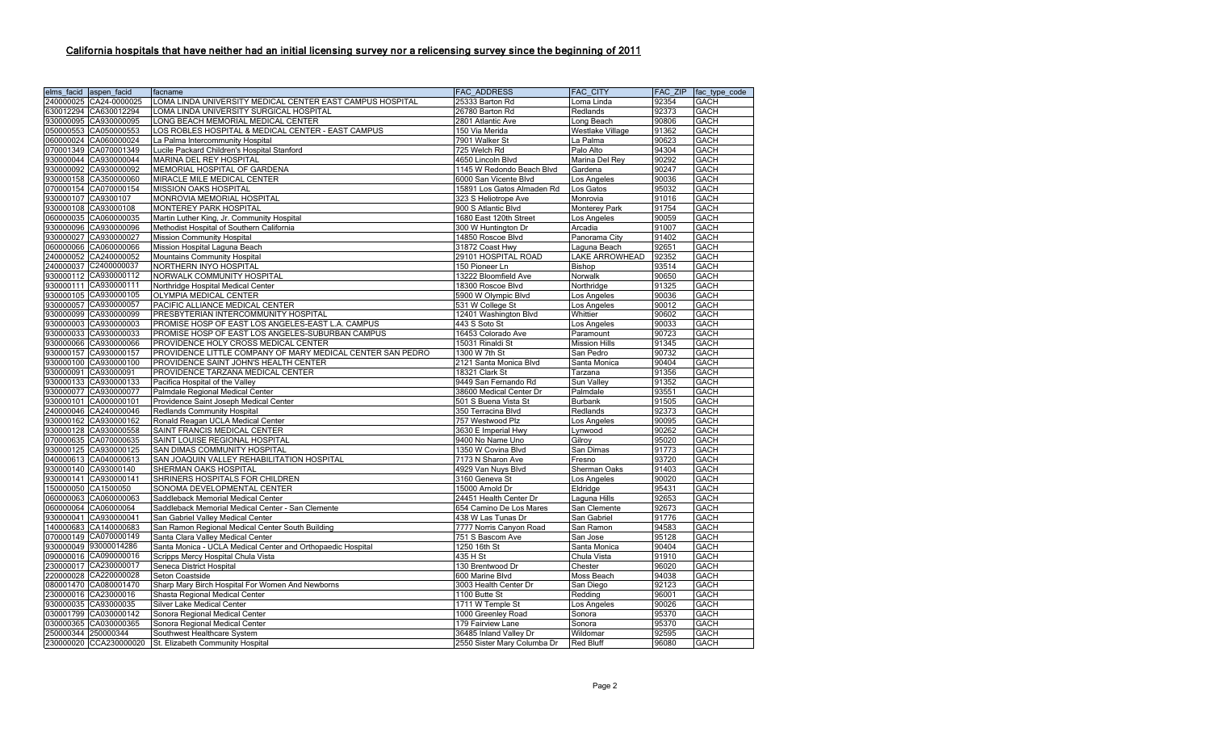## California hospitals that have neither had an initial licensing survey nor a relicensing survey since the beginning of 2011

| elms_facid | aspen_facid | facname | FAC_ADDRESS | FAC_CITY | FAC_ZIP | fac_type_code |
|---|---|---|---|---|---|---|
| 240000025 | CA24-0000025 | LOMA LINDA UNIVERSITY MEDICAL CENTER EAST CAMPUS HOSPITAL | 25333 Barton Rd | Loma Linda | 92354 | GACH |
| 630012294 | CA630012294 | LOMA LINDA UNIVERSITY SURGICAL HOSPITAL | 26780 Barton Rd | Redlands | 92373 | GACH |
| 930000095 | CA930000095 | LONG BEACH MEMORIAL MEDICAL CENTER | 2801 Atlantic Ave | Long Beach | 90806 | GACH |
| 050000553 | CA050000553 | LOS ROBLES HOSPITAL & MEDICAL CENTER - EAST CAMPUS | 150 Via Merida | Westlake Village | 91362 | GACH |
| 060000024 | CA060000024 | La Palma Intercommunity Hospital | 7901 Walker St | La Palma | 90623 | GACH |
| 070001349 | CA070001349 | Lucile Packard Children's Hospital Stanford | 725 Welch Rd | Palo Alto | 94304 | GACH |
| 930000044 | CA930000044 | MARINA DEL REY HOSPITAL | 4650 Lincoln Blvd | Marina Del Rey | 90292 | GACH |
| 930000092 | CA930000092 | MEMORIAL HOSPITAL OF GARDENA | 1145 W Redondo Beach Blvd | Gardena | 90247 | GACH |
| 930000158 | CA350000060 | MIRACLE MILE MEDICAL CENTER | 6000 San Vicente Blvd | Los Angeles | 90036 | GACH |
| 070000154 | CA070000154 | MISSION OAKS HOSPITAL | 15891 Los Gatos Almaden Rd | Los Gatos | 95032 | GACH |
| 930000107 | CA9300107 | MONROVIA MEMORIAL HOSPITAL | 323 S Heliotrope Ave | Monrovia | 91016 | GACH |
| 930000108 | CA93000108 | MONTEREY PARK HOSPITAL | 900 S Atlantic Blvd | Monterey Park | 91754 | GACH |
| 060000035 | CA060000035 | Martin Luther King, Jr. Community Hospital | 1680 East 120th Street | Los Angeles | 90059 | GACH |
| 930000096 | CA930000096 | Methodist Hospital of Southern California | 300 W Huntington Dr | Arcadia | 91007 | GACH |
| 930000027 | CA930000027 | Mission Community Hospital | 14850 Roscoe Blvd | Panorama City | 91402 | GACH |
| 060000066 | CA060000066 | Mission Hospital Laguna Beach | 31872 Coast Hwy | Laguna Beach | 92651 | GACH |
| 240000052 | CA240000052 | Mountains Community Hospital | 29101 HOSPITAL ROAD | LAKE ARROWHEAD | 92352 | GACH |
| 240000037 | C2400000037 | NORTHERN INYO HOSPITAL | 150 Pioneer Ln | Bishop | 93514 | GACH |
| 930000112 | CA930000112 | NORWALK COMMUNITY HOSPITAL | 13222 Bloomfield Ave | Norwalk | 90650 | GACH |
| 930000111 | CA930000111 | Northridge Hospital Medical Center | 18300 Roscoe Blvd | Northridge | 91325 | GACH |
| 930000105 | CA930000105 | OLYMPIA MEDICAL CENTER | 5900 W Olympic Blvd | Los Angeles | 90036 | GACH |
| 930000057 | CA930000057 | PACIFIC ALLIANCE MEDICAL CENTER | 531 W College St | Los Angeles | 90012 | GACH |
| 930000099 | CA930000099 | PRESBYTERIAN INTERCOMMUNITY HOSPITAL | 12401 Washington Blvd | Whittier | 90602 | GACH |
| 930000003 | CA930000003 | PROMISE HOSP OF EAST LOS ANGELES-EAST L.A. CAMPUS | 443 S Soto St | Los Angeles | 90033 | GACH |
| 930000033 | CA930000033 | PROMISE HOSP OF EAST LOS ANGELES-SUBURBAN CAMPUS | 16453 Colorado Ave | Paramount | 90723 | GACH |
| 930000066 | CA930000066 | PROVIDENCE HOLY CROSS MEDICAL CENTER | 15031 Rinaldi St | Mission Hills | 91345 | GACH |
| 930000157 | CA930000157 | PROVIDENCE LITTLE COMPANY OF MARY MEDICAL CENTER SAN PEDRO | 1300 W 7th St | San Pedro | 90732 | GACH |
| 930000100 | CA930000100 | PROVIDENCE SAINT JOHN'S HEALTH CENTER | 2121 Santa Monica Blvd | Santa Monica | 90404 | GACH |
| 930000091 | CA930000091 | PROVIDENCE TARZANA MEDICAL CENTER | 18321 Clark St | Tarzana | 91356 | GACH |
| 930000133 | CA930000133 | Pacifica Hospital of the Valley | 9449 San Fernando Rd | Sun Valley | 91352 | GACH |
| 930000077 | CA930000077 | Palmdale Regional Medical Center | 38600 Medical Center Dr | Palmdale | 93551 | GACH |
| 930000101 | CA000000101 | Providence Saint Joseph Medical Center | 501 S Buena Vista St | Burbank | 91505 | GACH |
| 240000046 | CA240000046 | Redlands Community Hospital | 350 Terracina Blvd | Redlands | 92373 | GACH |
| 930000162 | CA930000162 | Ronald Reagan UCLA Medical Center | 757 Westwood Plz | Los Angeles | 90095 | GACH |
| 930000128 | CA930000558 | SAINT FRANCIS MEDICAL CENTER | 3630 E Imperial Hwy | Lynwood | 90262 | GACH |
| 070000635 | CA070000635 | SAINT LOUISE REGIONAL HOSPITAL | 9400 No Name Uno | Gilroy | 95020 | GACH |
| 930000125 | CA930000125 | SAN DIMAS COMMUNITY HOSPITAL | 1350 W Covina Blvd | San Dimas | 91773 | GACH |
| 040000613 | CA040000613 | SAN JOAQUIN VALLEY REHABILITATION HOSPITAL | 7173 N Sharon Ave | Fresno | 93720 | GACH |
| 930000140 | CA93000140 | SHERMAN OAKS HOSPITAL | 4929 Van Nuys Blvd | Sherman Oaks | 91403 | GACH |
| 930000141 | CA930000141 | SHRINERS HOSPITALS FOR CHILDREN | 3160 Geneva St | Los Angeles | 90020 | GACH |
| 150000050 | CA1500050 | SONOMA DEVELOPMENTAL CENTER | 15000 Arnold Dr | Eldridge | 95431 | GACH |
| 060000063 | CA060000063 | Saddleback Memorial Medical Center | 24451 Health Center Dr | Laguna Hills | 92653 | GACH |
| 060000064 | CA060000064 | Saddleback Memorial Medical Center - San Clemente | 654 Camino De Los Mares | San Clemente | 92673 | GACH |
| 930000041 | CA930000041 | San Gabriel Valley Medical Center | 438 W Las Tunas Dr | San Gabriel | 91776 | GACH |
| 140000683 | CA140000683 | San Ramon Regional Medical Center South Building | 7777 Norris Canyon Road | San Ramon | 94583 | GACH |
| 070000149 | CA070000149 | Santa Clara Valley Medical Center | 751 S Bascom Ave | San Jose | 95128 | GACH |
| 930000049 | 93000014286 | Santa Monica - UCLA Medical Center and Orthopaedic Hospital | 1250 16th St | Santa Monica | 90404 | GACH |
| 090000016 | CA090000016 | Scripps Mercy Hospital Chula Vista | 435 H St | Chula Vista | 91910 | GACH |
| 230000017 | CA230000017 | Seneca District Hospital | 130 Brentwood Dr | Chester | 96020 | GACH |
| 220000028 | CA220000028 | Seton Coastside | 600 Marine Blvd | Moss Beach | 94038 | GACH |
| 080001470 | CA080001470 | Sharp Mary Birch Hospital For Women And Newborns | 3003 Health Center Dr | San Diego | 92123 | GACH |
| 230000016 | CA23000016 | Shasta Regional Medical Center | 1100 Butte St | Redding | 96001 | GACH |
| 930000035 | CA93000035 | Silver Lake Medical Center | 1711 W Temple St | Los Angeles | 90026 | GACH |
| 030001799 | CA030000142 | Sonora Regional Medical Center | 1000 Greenley Road | Sonora | 95370 | GACH |
| 030000365 | CA030000365 | Sonora Regional Medical Center | 179 Fairview Lane | Sonora | 95370 | GACH |
| 250000344 | 250000344 | Southwest Healthcare System | 36485 Inland Valley Dr | Wildomar | 92595 | GACH |
| 230000020 | CCA230000020 | St. Elizabeth Community Hospital | 2550 Sister Mary Columba Dr | Red Bluff | 96080 | GACH |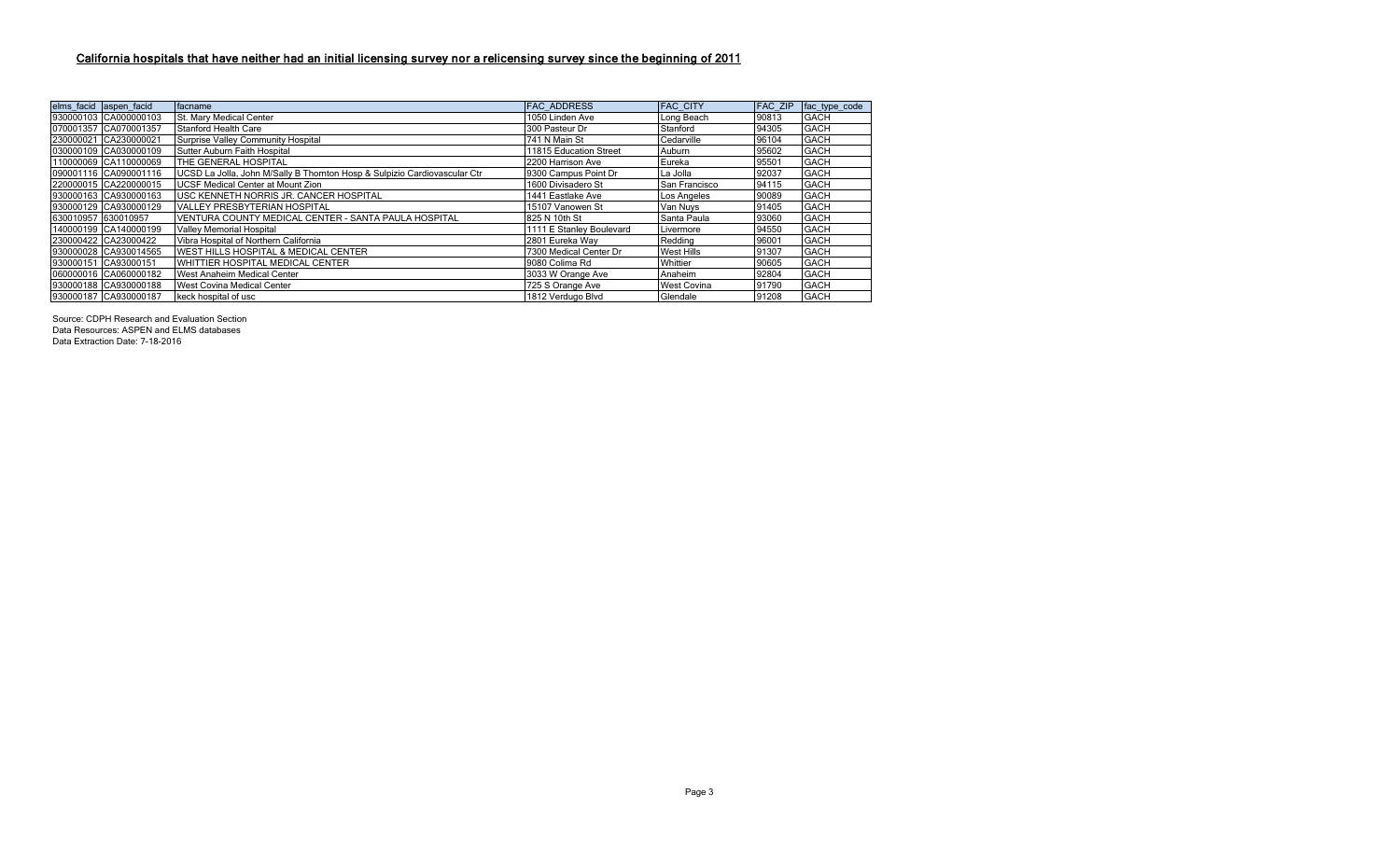## California hospitals that have neither had an initial licensing survey nor a relicensing survey since the beginning of 2011

| elms_facid | aspen_facid | facname | FAC_ADDRESS | FAC_CITY | FAC_ZIP | fac_type_code |
|---|---|---|---|---|---|---|
| 930000103 | CA000000103 | St. Mary Medical Center | 1050 Linden Ave | Long Beach | 90813 | GACH |
| 070001357 | CA070001357 | Stanford Health Care | 300 Pasteur Dr | Stanford | 94305 | GACH |
| 230000021 | CA230000021 | Surprise Valley Community Hospital | 741 N Main St | Cedarville | 96104 | GACH |
| 030000109 | CA030000109 | Sutter Auburn Faith Hospital | 11815 Education Street | Auburn | 95602 | GACH |
| 110000069 | CA110000069 | THE GENERAL HOSPITAL | 2200 Harrison Ave | Eureka | 95501 | GACH |
| 090001116 | CA090001116 | UCSD La Jolla, John M/Sally B Thornton Hosp & Sulpizio Cardiovascular Ctr | 9300 Campus Point Dr | La Jolla | 92037 | GACH |
| 220000015 | CA220000015 | UCSF Medical Center at Mount Zion | 1600 Divisadero St | San Francisco | 94115 | GACH |
| 930000163 | CA930000163 | USC KENNETH NORRIS JR. CANCER HOSPITAL | 1441 Eastlake Ave | Los Angeles | 90089 | GACH |
| 930000129 | CA930000129 | VALLEY PRESBYTERIAN HOSPITAL | 15107 Vanowen St | Van Nuys | 91405 | GACH |
| 630010957 | 630010957 | VENTURA COUNTY MEDICAL CENTER - SANTA PAULA HOSPITAL | 825 N 10th St | Santa Paula | 93060 | GACH |
| 140000199 | CA140000199 | Valley Memorial Hospital | 1111 E Stanley Boulevard | Livermore | 94550 | GACH |
| 230000422 | CA23000422 | Vibra Hospital of Northern California | 2801 Eureka Way | Redding | 96001 | GACH |
| 930000028 | CA930014565 | WEST HILLS HOSPITAL & MEDICAL CENTER | 7300 Medical Center Dr | West Hills | 91307 | GACH |
| 930000151 | CA93000151 | WHITTIER HOSPITAL MEDICAL CENTER | 9080 Colima Rd | Whittier | 90605 | GACH |
| 060000016 | CA060000182 | West Anaheim Medical Center | 3033 W Orange Ave | Anaheim | 92804 | GACH |
| 930000188 | CA930000188 | West Covina Medical Center | 725 S Orange Ave | West Covina | 91790 | GACH |
| 930000187 | CA930000187 | keck hospital of usc | 1812 Verdugo Blvd | Glendale | 91208 | GACH |

Source: CDPH Research and Evaluation Section
Data Resources: ASPEN and ELMS databases
Data Extraction Date: 7-18-2016